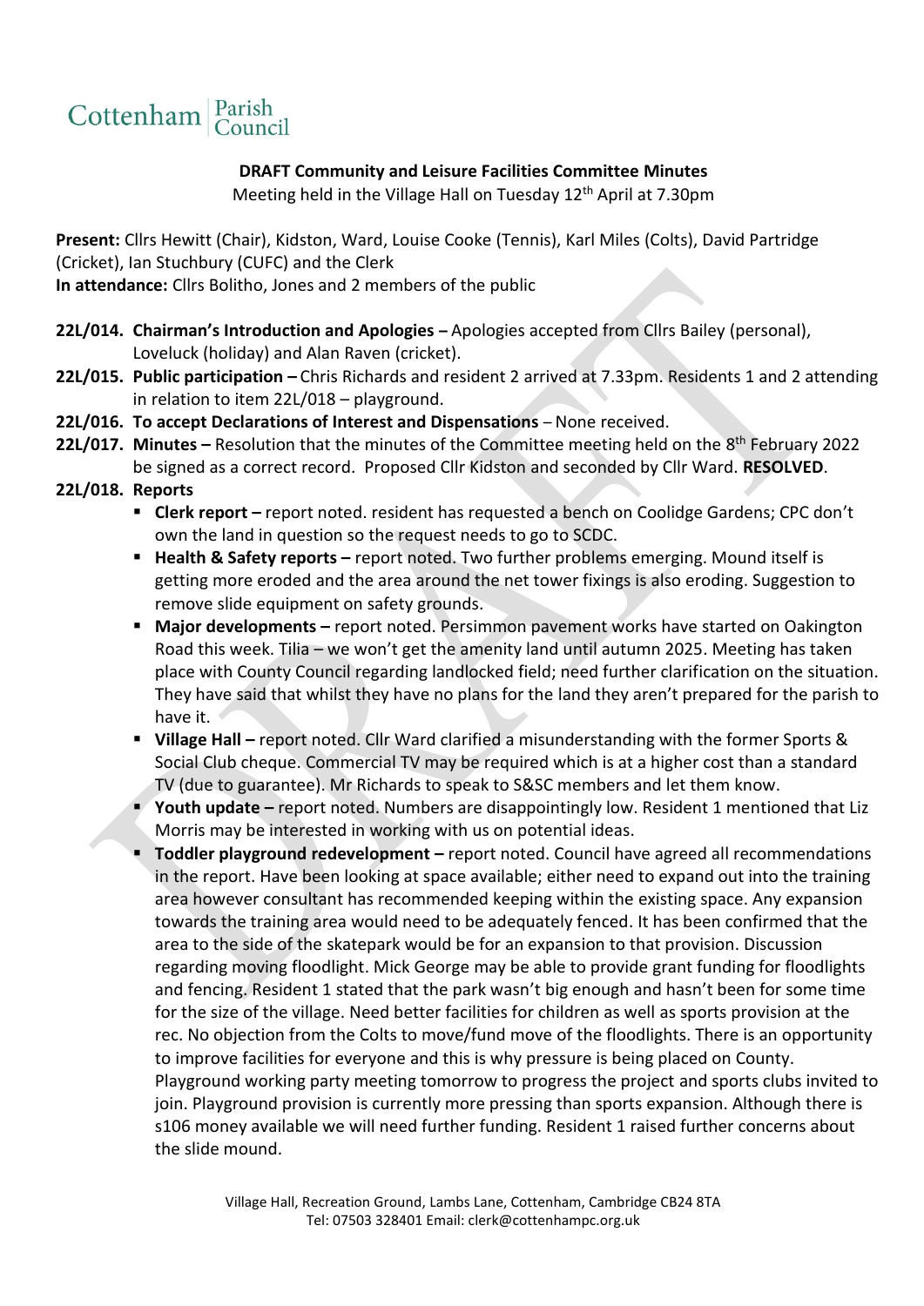Cottenham | Parish Council

**DRAFT Community and Leisure Facilities Committee Minutes**
Meeting held in the Village Hall on Tuesday 12th April at 7.30pm

**Present:** Cllrs Hewitt (Chair), Kidston, Ward, Louise Cooke (Tennis), Karl Miles (Colts), David Partridge (Cricket), Ian Stuchbury (CUFC) and the Clerk
**In attendance:** Cllrs Bolitho, Jones and 2 members of the public

**22L/014. Chairman's Introduction and Apologies –** Apologies accepted from Cllrs Bailey (personal), Loveluck (holiday) and Alan Raven (cricket).

**22L/015. Public participation –** Chris Richards and resident 2 arrived at 7.33pm. Residents 1 and 2 attending in relation to item 22L/018 – playground.

**22L/016. To accept Declarations of Interest and Dispensations** – None received.

**22L/017. Minutes –** Resolution that the minutes of the Committee meeting held on the 8th February 2022 be signed as a correct record. Proposed Cllr Kidston and seconded by Cllr Ward. **RESOLVED**.

**22L/018. Reports**

- **Clerk report –** report noted. resident has requested a bench on Coolidge Gardens; CPC don't own the land in question so the request needs to go to SCDC.
- **Health & Safety reports –** report noted. Two further problems emerging. Mound itself is getting more eroded and the area around the net tower fixings is also eroding. Suggestion to remove slide equipment on safety grounds.
- **Major developments –** report noted. Persimmon pavement works have started on Oakington Road this week. Tilia – we won't get the amenity land until autumn 2025. Meeting has taken place with County Council regarding landlocked field; need further clarification on the situation. They have said that whilst they have no plans for the land they aren't prepared for the parish to have it.
- **Village Hall –** report noted. Cllr Ward clarified a misunderstanding with the former Sports & Social Club cheque. Commercial TV may be required which is at a higher cost than a standard TV (due to guarantee). Mr Richards to speak to S&SC members and let them know.
- **Youth update –** report noted. Numbers are disappointingly low. Resident 1 mentioned that Liz Morris may be interested in working with us on potential ideas.
- **Toddler playground redevelopment –** report noted. Council have agreed all recommendations in the report. Have been looking at space available; either need to expand out into the training area however consultant has recommended keeping within the existing space. Any expansion towards the training area would need to be adequately fenced. It has been confirmed that the area to the side of the skatepark would be for an expansion to that provision. Discussion regarding moving floodlight. Mick George may be able to provide grant funding for floodlights and fencing. Resident 1 stated that the park wasn't big enough and hasn't been for some time for the size of the village. Need better facilities for children as well as sports provision at the rec. No objection from the Colts to move/fund move of the floodlights. There is an opportunity to improve facilities for everyone and this is why pressure is being placed on County. Playground working party meeting tomorrow to progress the project and sports clubs invited to join. Playground provision is currently more pressing than sports expansion. Although there is s106 money available we will need further funding. Resident 1 raised further concerns about the slide mound.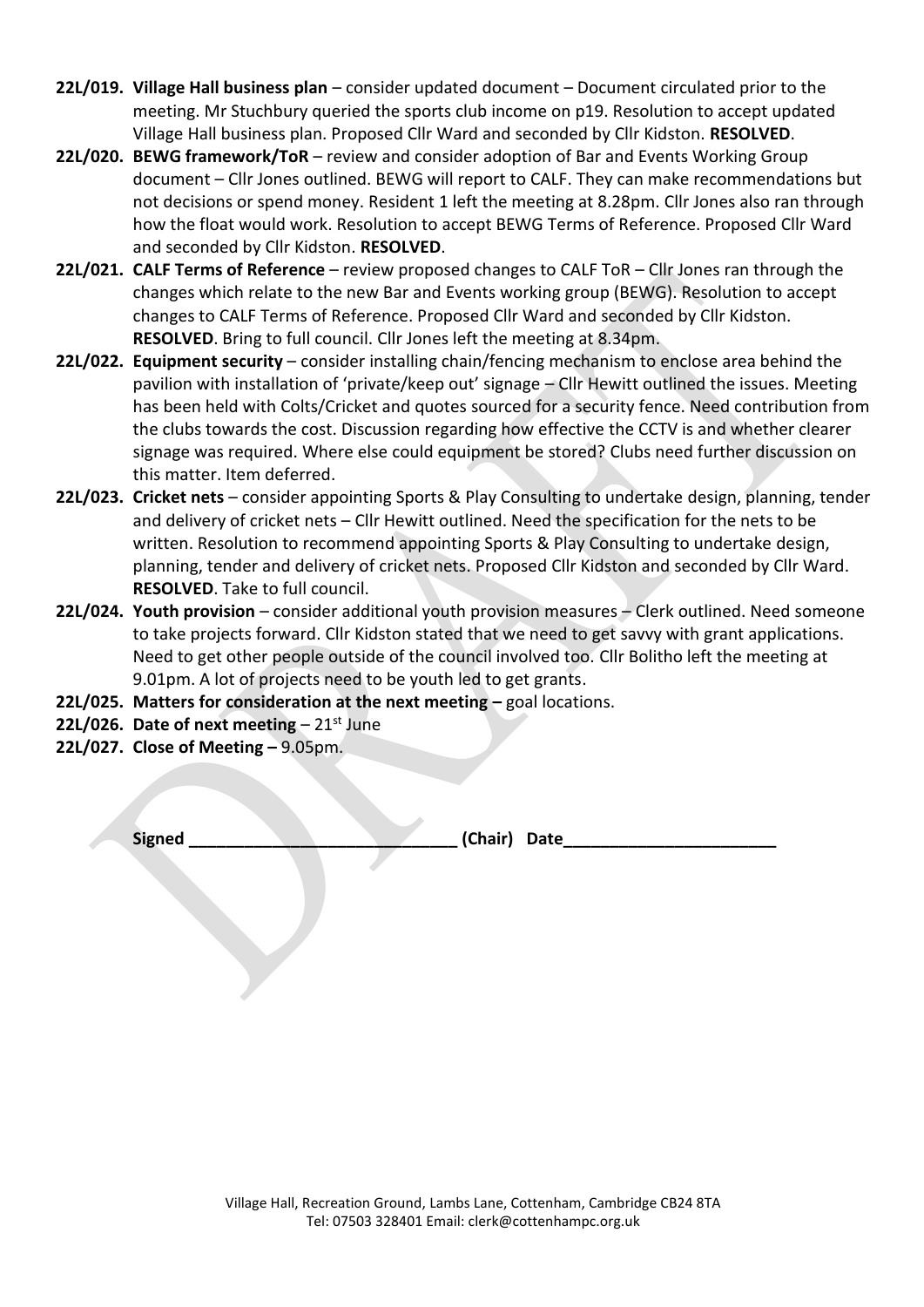**22L/019. Village Hall business plan** – consider updated document – Document circulated prior to the meeting. Mr Stuchbury queried the sports club income on p19. Resolution to accept updated Village Hall business plan. Proposed Cllr Ward and seconded by Cllr Kidston. **RESOLVED**.

**22L/020. BEWG framework/ToR** – review and consider adoption of Bar and Events Working Group document – Cllr Jones outlined. BEWG will report to CALF. They can make recommendations but not decisions or spend money. Resident 1 left the meeting at 8.28pm. Cllr Jones also ran through how the float would work. Resolution to accept BEWG Terms of Reference. Proposed Cllr Ward and seconded by Cllr Kidston. **RESOLVED**.

**22L/021. CALF Terms of Reference** – review proposed changes to CALF ToR – Cllr Jones ran through the changes which relate to the new Bar and Events working group (BEWG). Resolution to accept changes to CALF Terms of Reference. Proposed Cllr Ward and seconded by Cllr Kidston. **RESOLVED**. Bring to full council. Cllr Jones left the meeting at 8.34pm.

**22L/022. Equipment security** – consider installing chain/fencing mechanism to enclose area behind the pavilion with installation of 'private/keep out' signage – Cllr Hewitt outlined the issues. Meeting has been held with Colts/Cricket and quotes sourced for a security fence. Need contribution from the clubs towards the cost. Discussion regarding how effective the CCTV is and whether clearer signage was required. Where else could equipment be stored? Clubs need further discussion on this matter. Item deferred.

**22L/023. Cricket nets** – consider appointing Sports & Play Consulting to undertake design, planning, tender and delivery of cricket nets – Cllr Hewitt outlined. Need the specification for the nets to be written. Resolution to recommend appointing Sports & Play Consulting to undertake design, planning, tender and delivery of cricket nets. Proposed Cllr Kidston and seconded by Cllr Ward. **RESOLVED**. Take to full council.

**22L/024. Youth provision** – consider additional youth provision measures – Clerk outlined. Need someone to take projects forward. Cllr Kidston stated that we need to get savvy with grant applications. Need to get other people outside of the council involved too. Cllr Bolitho left the meeting at 9.01pm. A lot of projects need to be youth led to get grants.

**22L/025. Matters for consideration at the next meeting –** goal locations.

**22L/026. Date of next meeting** – 21st June

**22L/027. Close of Meeting –** 9.05pm.

**Signed _____________________________ (Chair) Date_______________________**

Village Hall, Recreation Ground, Lambs Lane, Cottenham, Cambridge CB24 8TA
Tel: 07503 328401 Email: clerk@cottenhampc.org.uk